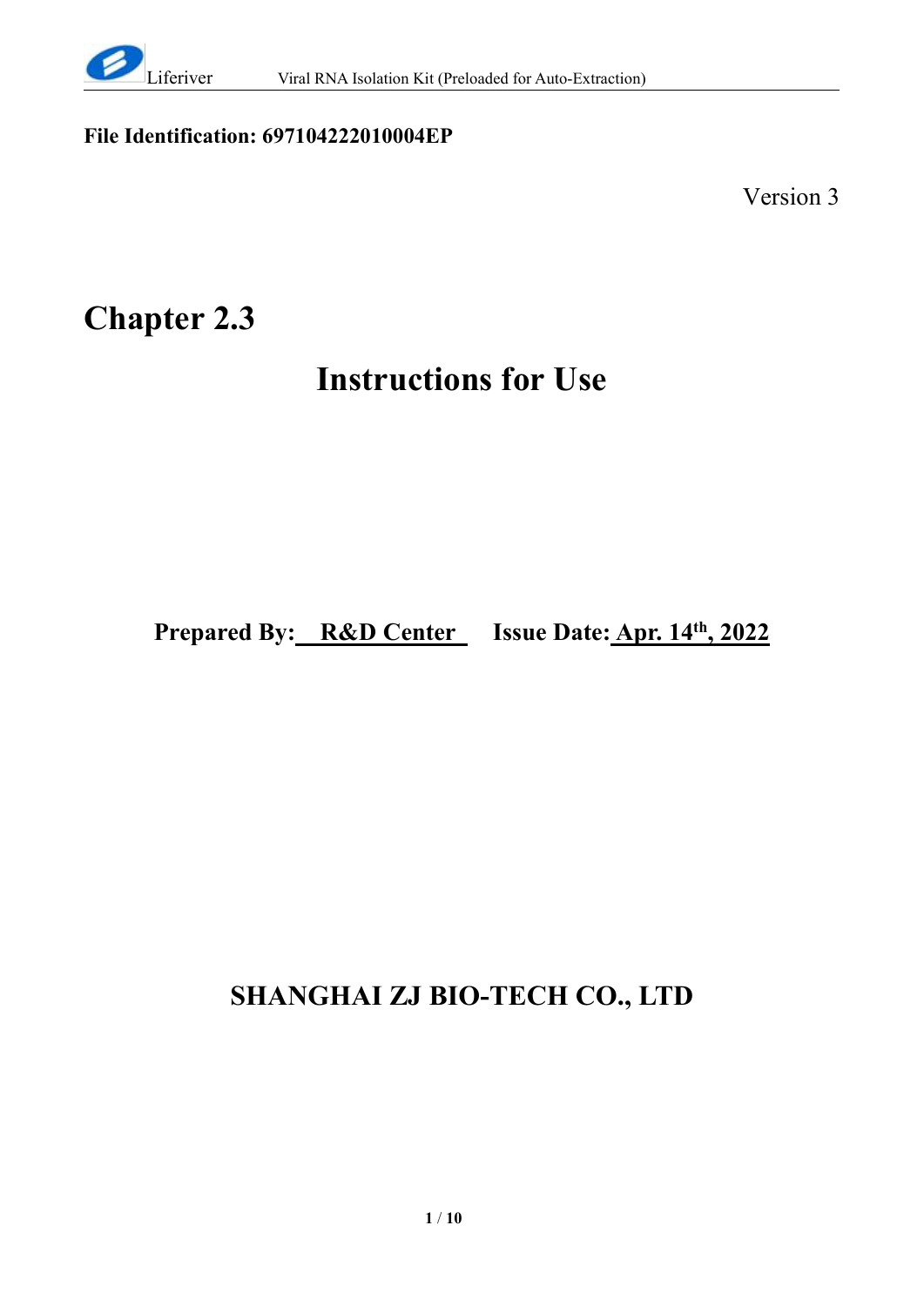**File Identification: 697104222010004EP**

Version 3

# Chapter 2.3

# Instructions for Use

**Prepared By: R&D Center Issue Date: Apr. 14th, 2022**

## SHANGHAI ZJ BIO-TECH CO., LTD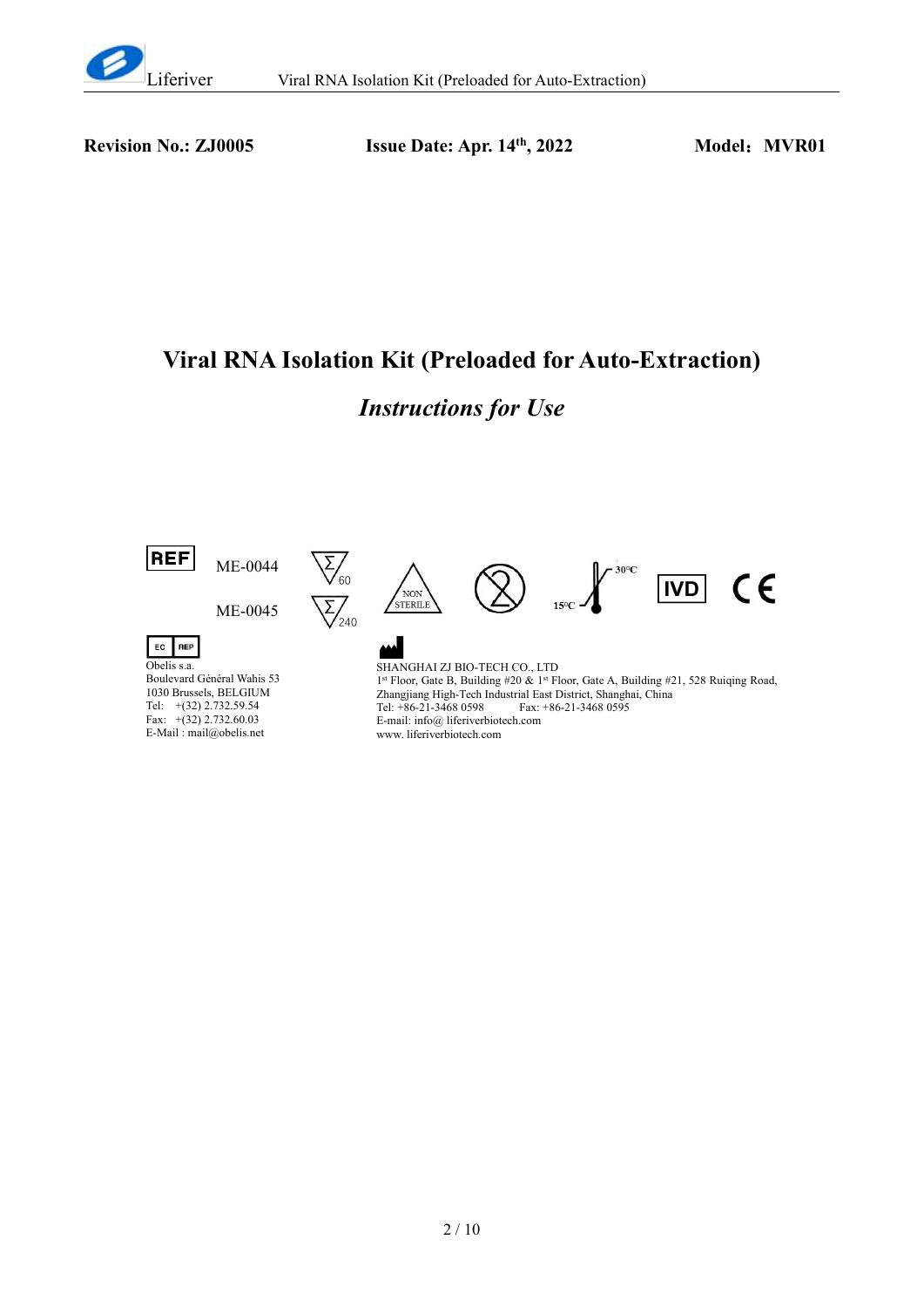**Revision No.: ZJ0005** **Issue Date: Apr. 14th, 2022** **Model：MVR01**

# Viral RNA Isolation Kit (Preloaded for Auto-Extraction)

## *Instructions for Use*

REF ME-0044 Σ 60

ME-0045 Σ 240

NON STERILE

15°C – 30°C

IVD CE

EC REP

Obelis s.a.
Boulevard Général Wahis 53
1030 Brussels, BELGIUM
Tel: +(32) 2.732.59.54
Fax: +(32) 2.732.60.03
E-Mail : mail@obelis.net

SHANGHAI ZJ BIO-TECH CO., LTD
1st Floor, Gate B, Building #20 & 1st Floor, Gate A, Building #21, 528 Ruiqing Road, Zhangjiang High-Tech Industrial East District, Shanghai, China
Tel: +86-21-3468 0598 Fax: +86-21-3468 0595
E-mail: info@ liferiverbiotech.com
www. liferiverbiotech.com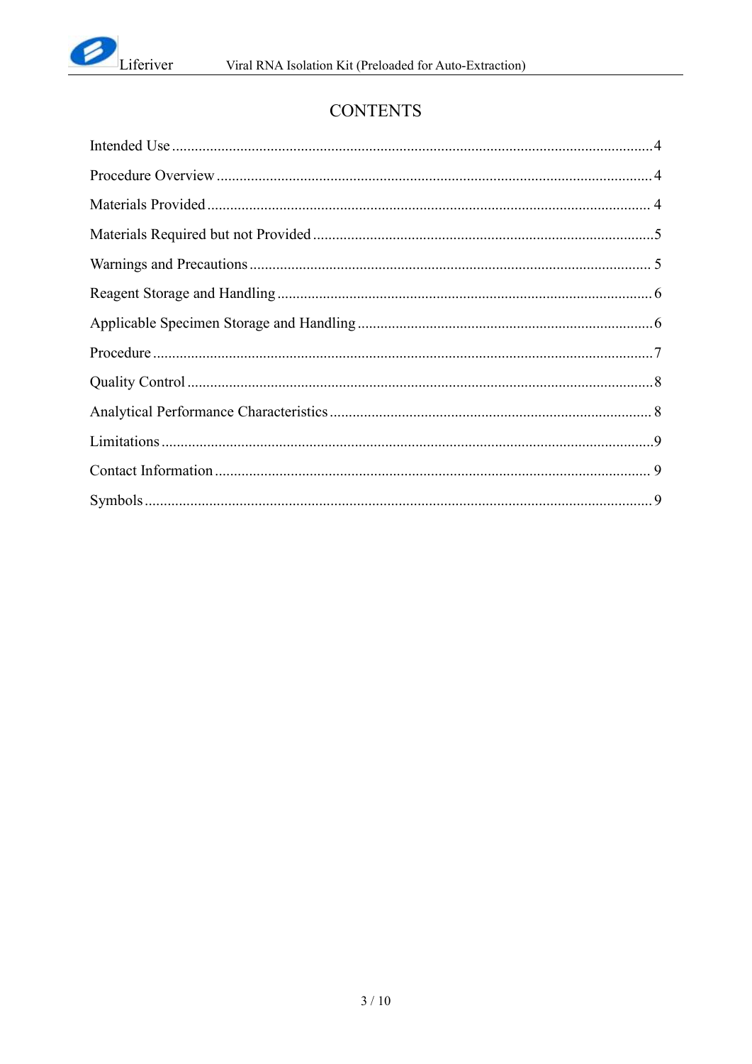# CONTENTS

| Section | Page |
|---|---|
| Intended Use | 4 |
| Procedure Overview | 4 |
| Materials Provided | 4 |
| Materials Required but not Provided | 5 |
| Warnings and Precautions | 5 |
| Reagent Storage and Handling | 6 |
| Applicable Specimen Storage and Handling | 6 |
| Procedure | 7 |
| Quality Control | 8 |
| Analytical Performance Characteristics | 8 |
| Limitations | 9 |
| Contact Information | 9 |
| Symbols | 9 |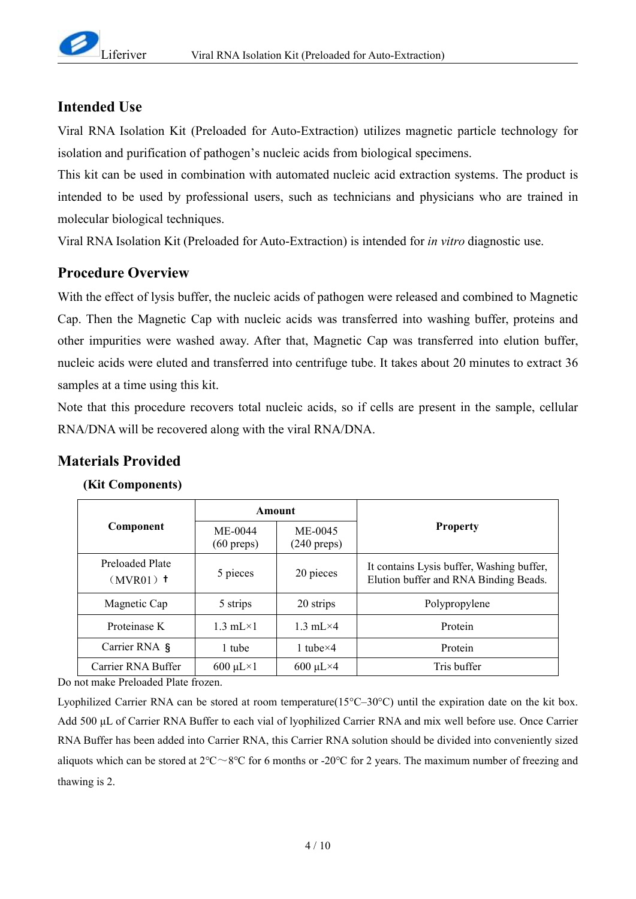## Intended Use

Viral RNA Isolation Kit (Preloaded for Auto-Extraction) utilizes magnetic particle technology for isolation and purification of pathogen's nucleic acids from biological specimens.

This kit can be used in combination with automated nucleic acid extraction systems. The product is intended to be used by professional users, such as technicians and physicians who are trained in molecular biological techniques.

Viral RNA Isolation Kit (Preloaded for Auto-Extraction) is intended for *in vitro* diagnostic use.

## Procedure Overview

With the effect of lysis buffer, the nucleic acids of pathogen were released and combined to Magnetic Cap. Then the Magnetic Cap with nucleic acids was transferred into washing buffer, proteins and other impurities were washed away. After that, Magnetic Cap was transferred into elution buffer, nucleic acids were eluted and transferred into centrifuge tube. It takes about 20 minutes to extract 36 samples at a time using this kit.

Note that this procedure recovers total nucleic acids, so if cells are present in the sample, cellular RNA/DNA will be recovered along with the viral RNA/DNA.

## Materials Provided

### (Kit Components)

| Component | Amount | | Property |
|---|---|---|---|
| | ME-0044 (60 preps) | ME-0045 (240 preps) | |
| Preloaded Plate （MVR01）† | 5 pieces | 20 pieces | It contains Lysis buffer, Washing buffer, Elution buffer and RNA Binding Beads. |
| Magnetic Cap | 5 strips | 20 strips | Polypropylene |
| Proteinase K | 1.3 mL×1 | 1.3 mL×4 | Protein |
| Carrier RNA § | 1 tube | 1 tube×4 | Protein |
| Carrier RNA Buffer | 600 μL×1 | 600 μL×4 | Tris buffer |

Do not make Preloaded Plate frozen.

Lyophilized Carrier RNA can be stored at room temperature(15°C–30°C) until the expiration date on the kit box. Add 500 μL of Carrier RNA Buffer to each vial of lyophilized Carrier RNA and mix well before use. Once Carrier RNA Buffer has been added into Carrier RNA, this Carrier RNA solution should be divided into conveniently sized aliquots which can be stored at 2°C～8°C for 6 months or -20°C for 2 years. The maximum number of freezing and thawing is 2.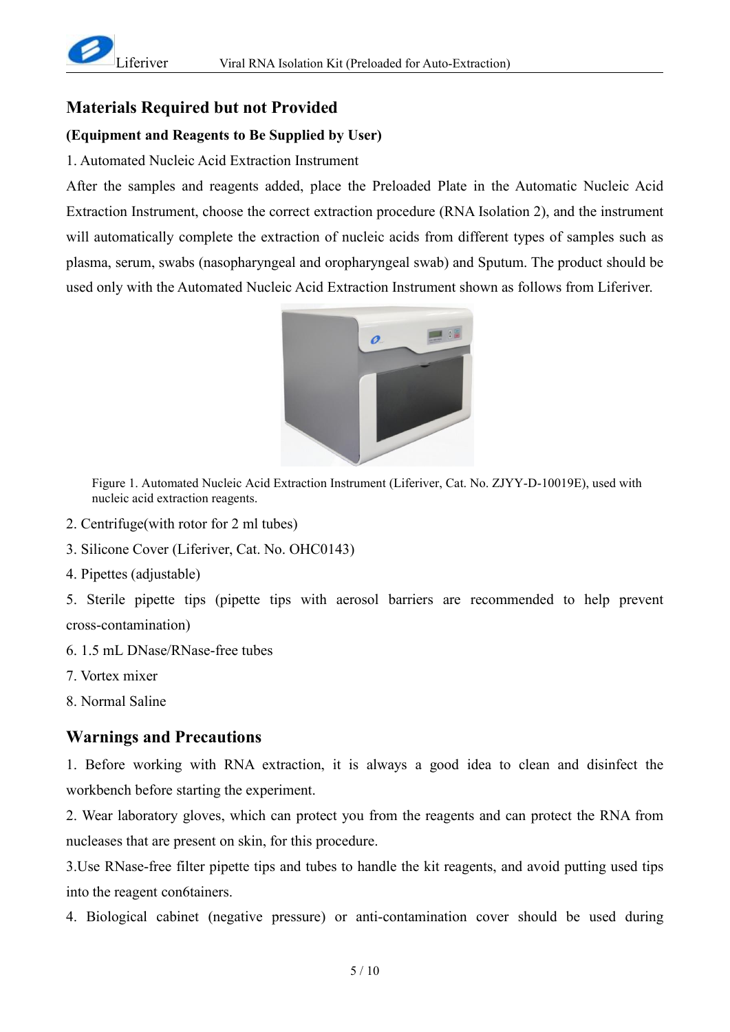## Materials Required but not Provided

**(Equipment and Reagents to Be Supplied by User)**

1. Automated Nucleic Acid Extraction Instrument

After the samples and reagents added, place the Preloaded Plate in the Automatic Nucleic Acid Extraction Instrument, choose the correct extraction procedure (RNA Isolation 2), and the instrument will automatically complete the extraction of nucleic acids from different types of samples such as plasma, serum, swabs (nasopharyngeal and oropharyngeal swab) and Sputum. The product should be used only with the Automated Nucleic Acid Extraction Instrument shown as follows from Liferiver.

Figure 1. Automated Nucleic Acid Extraction Instrument (Liferiver, Cat. No. ZJYY-D-10019E), used with nucleic acid extraction reagents.

2. Centrifuge(with rotor for 2 ml tubes)
3. Silicone Cover (Liferiver, Cat. No. OHC0143)
4. Pipettes (adjustable)
5. Sterile pipette tips (pipette tips with aerosol barriers are recommended to help prevent cross-contamination)
6. 1.5 mL DNase/RNase-free tubes
7. Vortex mixer
8. Normal Saline

## Warnings and Precautions

1. Before working with RNA extraction, it is always a good idea to clean and disinfect the workbench before starting the experiment.

2. Wear laboratory gloves, which can protect you from the reagents and can protect the RNA from nucleases that are present on skin, for this procedure.

3.Use RNase-free filter pipette tips and tubes to handle the kit reagents, and avoid putting used tips into the reagent con6tainers.

4. Biological cabinet (negative pressure) or anti-contamination cover should be used during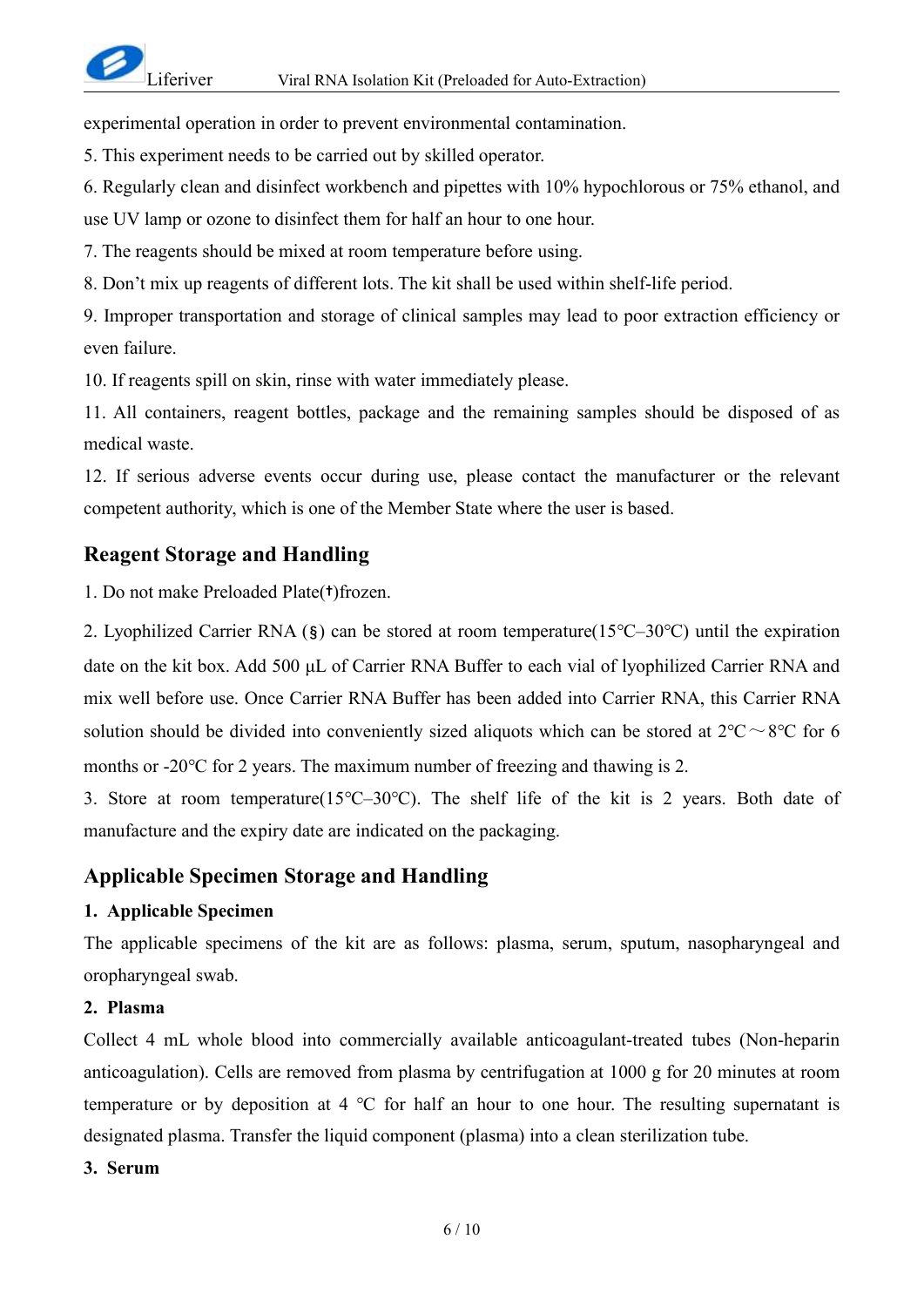experimental operation in order to prevent environmental contamination.

5. This experiment needs to be carried out by skilled operator.

6. Regularly clean and disinfect workbench and pipettes with 10% hypochlorous or 75% ethanol, and use UV lamp or ozone to disinfect them for half an hour to one hour.

7. The reagents should be mixed at room temperature before using.

8. Don't mix up reagents of different lots. The kit shall be used within shelf-life period.

9. Improper transportation and storage of clinical samples may lead to poor extraction efficiency or even failure.

10. If reagents spill on skin, rinse with water immediately please.

11. All containers, reagent bottles, package and the remaining samples should be disposed of as medical waste.

12. If serious adverse events occur during use, please contact the manufacturer or the relevant competent authority, which is one of the Member State where the user is based.

## Reagent Storage and Handling

1. Do not make Preloaded Plate(†)frozen.

2. Lyophilized Carrier RNA (§) can be stored at room temperature(15℃–30℃) until the expiration date on the kit box. Add 500 µL of Carrier RNA Buffer to each vial of lyophilized Carrier RNA and mix well before use. Once Carrier RNA Buffer has been added into Carrier RNA, this Carrier RNA solution should be divided into conveniently sized aliquots which can be stored at 2℃～8℃ for 6 months or -20℃ for 2 years. The maximum number of freezing and thawing is 2.

3. Store at room temperature(15℃–30℃). The shelf life of the kit is 2 years. Both date of manufacture and the expiry date are indicated on the packaging.

## Applicable Specimen Storage and Handling

### 1. Applicable Specimen

The applicable specimens of the kit are as follows: plasma, serum, sputum, nasopharyngeal and oropharyngeal swab.

### 2. Plasma

Collect 4 mL whole blood into commercially available anticoagulant-treated tubes (Non-heparin anticoagulation). Cells are removed from plasma by centrifugation at 1000 g for 20 minutes at room temperature or by deposition at 4 ℃ for half an hour to one hour. The resulting supernatant is designated plasma. Transfer the liquid component (plasma) into a clean sterilization tube.

### 3. Serum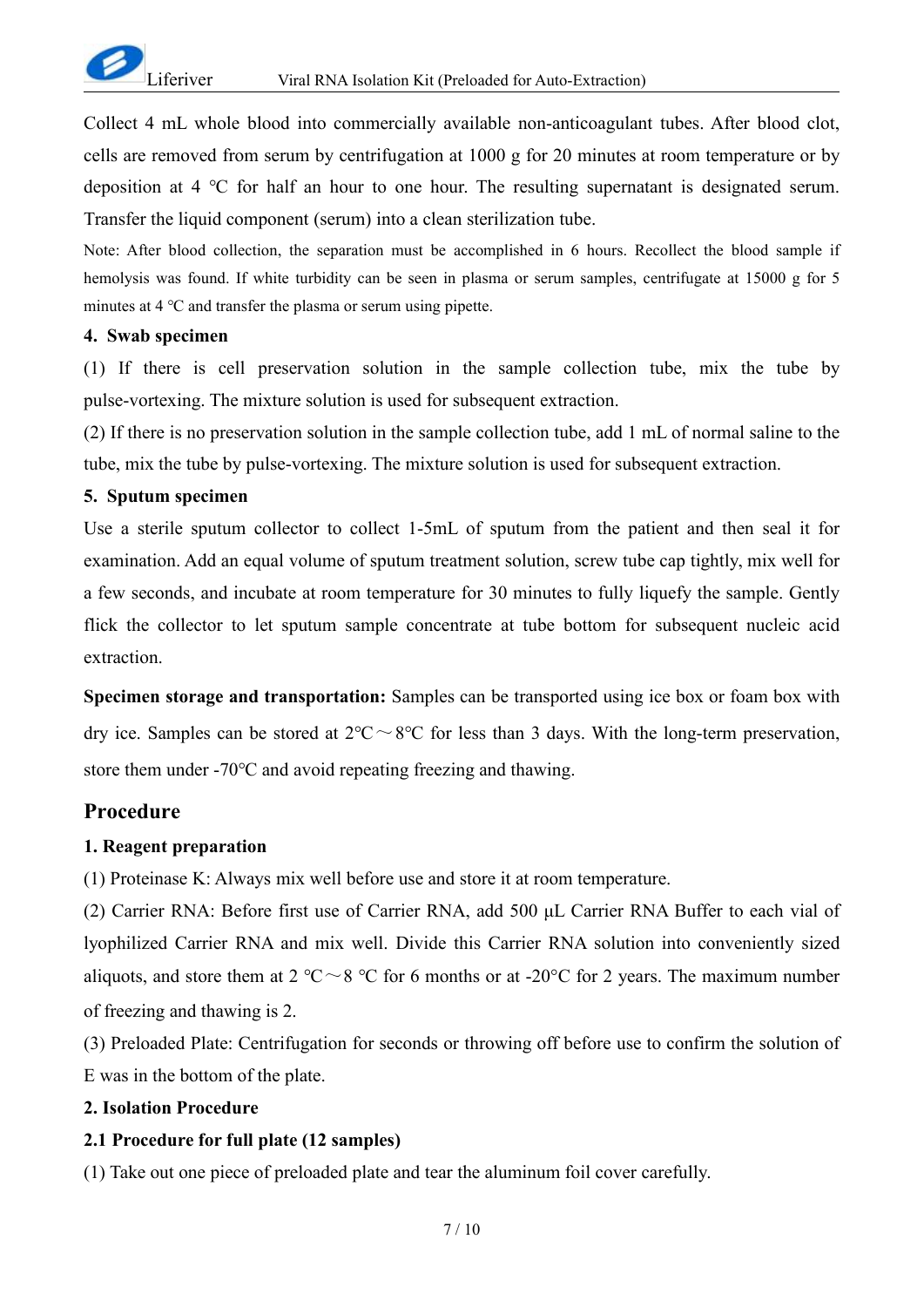Collect 4 mL whole blood into commercially available non-anticoagulant tubes. After blood clot, cells are removed from serum by centrifugation at 1000 g for 20 minutes at room temperature or by deposition at 4 ℃ for half an hour to one hour. The resulting supernatant is designated serum. Transfer the liquid component (serum) into a clean sterilization tube.

Note: After blood collection, the separation must be accomplished in 6 hours. Recollect the blood sample if hemolysis was found. If white turbidity can be seen in plasma or serum samples, centrifugate at 15000 g for 5 minutes at 4 ℃ and transfer the plasma or serum using pipette.

**4. Swab specimen**

(1) If there is cell preservation solution in the sample collection tube, mix the tube by pulse-vortexing. The mixture solution is used for subsequent extraction.

(2) If there is no preservation solution in the sample collection tube, add 1 mL of normal saline to the tube, mix the tube by pulse-vortexing. The mixture solution is used for subsequent extraction.

**5. Sputum specimen**

Use a sterile sputum collector to collect 1-5mL of sputum from the patient and then seal it for examination. Add an equal volume of sputum treatment solution, screw tube cap tightly, mix well for a few seconds, and incubate at room temperature for 30 minutes to fully liquefy the sample. Gently flick the collector to let sputum sample concentrate at tube bottom for subsequent nucleic acid extraction.

**Specimen storage and transportation:** Samples can be transported using ice box or foam box with dry ice. Samples can be stored at 2℃～8℃ for less than 3 days. With the long-term preservation, store them under -70℃ and avoid repeating freezing and thawing.

## Procedure

**1. Reagent preparation**

(1) Proteinase K: Always mix well before use and store it at room temperature.

(2) Carrier RNA: Before first use of Carrier RNA, add 500 µL Carrier RNA Buffer to each vial of lyophilized Carrier RNA and mix well. Divide this Carrier RNA solution into conveniently sized aliquots, and store them at 2 ℃～8 ℃ for 6 months or at -20°C for 2 years. The maximum number of freezing and thawing is 2.

(3) Preloaded Plate: Centrifugation for seconds or throwing off before use to confirm the solution of E was in the bottom of the plate.

**2. Isolation Procedure**

**2.1 Procedure for full plate (12 samples)**

(1) Take out one piece of preloaded plate and tear the aluminum foil cover carefully.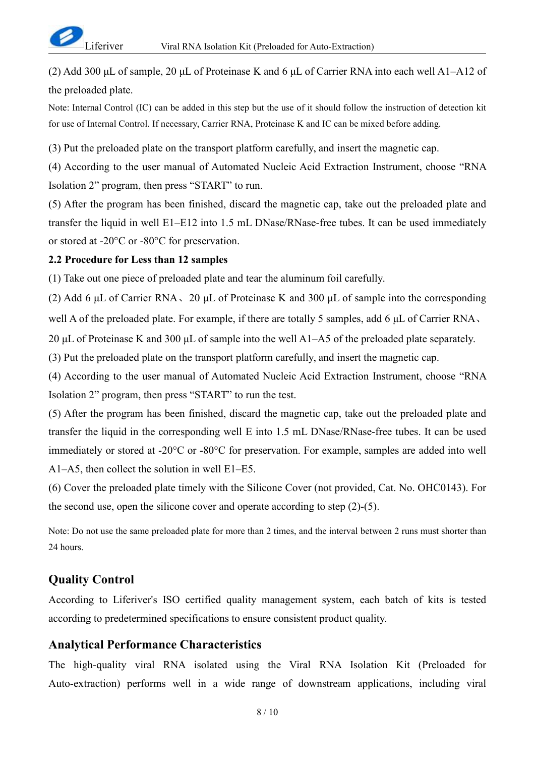(2) Add 300 μL of sample, 20 μL of Proteinase K and 6 μL of Carrier RNA into each well A1–A12 of the preloaded plate.

Note: Internal Control (IC) can be added in this step but the use of it should follow the instruction of detection kit for use of Internal Control. If necessary, Carrier RNA, Proteinase K and IC can be mixed before adding.

(3) Put the preloaded plate on the transport platform carefully, and insert the magnetic cap.

(4) According to the user manual of Automated Nucleic Acid Extraction Instrument, choose "RNA Isolation 2" program, then press "START" to run.

(5) After the program has been finished, discard the magnetic cap, take out the preloaded plate and transfer the liquid in well E1–E12 into 1.5 mL DNase/RNase-free tubes. It can be used immediately or stored at -20°C or -80°C for preservation.

**2.2 Procedure for Less than 12 samples**

(1) Take out one piece of preloaded plate and tear the aluminum foil carefully.

(2) Add 6 μL of Carrier RNA、20 μL of Proteinase K and 300 μL of sample into the corresponding well A of the preloaded plate. For example, if there are totally 5 samples, add 6 μL of Carrier RNA、20 μL of Proteinase K and 300 μL of sample into the well A1–A5 of the preloaded plate separately.

(3) Put the preloaded plate on the transport platform carefully, and insert the magnetic cap.

(4) According to the user manual of Automated Nucleic Acid Extraction Instrument, choose "RNA Isolation 2" program, then press "START" to run the test.

(5) After the program has been finished, discard the magnetic cap, take out the preloaded plate and transfer the liquid in the corresponding well E into 1.5 mL DNase/RNase-free tubes. It can be used immediately or stored at -20°C or -80°C for preservation. For example, samples are added into well A1–A5, then collect the solution in well E1–E5.

(6) Cover the preloaded plate timely with the Silicone Cover (not provided, Cat. No. OHC0143). For the second use, open the silicone cover and operate according to step (2)-(5).

Note: Do not use the same preloaded plate for more than 2 times, and the interval between 2 runs must shorter than 24 hours.

## Quality Control

According to Liferiver's ISO certified quality management system, each batch of kits is tested according to predetermined specifications to ensure consistent product quality.

## Analytical Performance Characteristics

The high-quality viral RNA isolated using the Viral RNA Isolation Kit (Preloaded for Auto-extraction) performs well in a wide range of downstream applications, including viral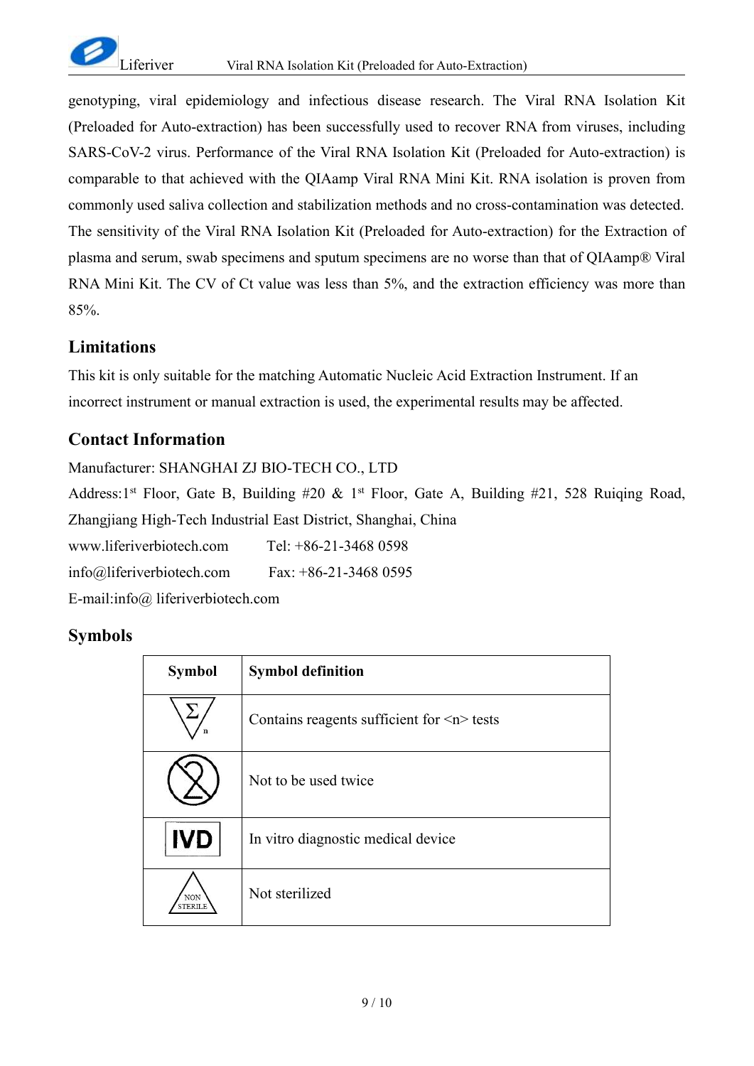genotyping, viral epidemiology and infectious disease research. The Viral RNA Isolation Kit (Preloaded for Auto-extraction) has been successfully used to recover RNA from viruses, including SARS-CoV-2 virus. Performance of the Viral RNA Isolation Kit (Preloaded for Auto-extraction) is comparable to that achieved with the QIAamp Viral RNA Mini Kit. RNA isolation is proven from commonly used saliva collection and stabilization methods and no cross-contamination was detected. The sensitivity of the Viral RNA Isolation Kit (Preloaded for Auto-extraction) for the Extraction of plasma and serum, swab specimens and sputum specimens are no worse than that of QIAamp® Viral RNA Mini Kit. The CV of Ct value was less than 5%, and the extraction efficiency was more than 85%.

## Limitations

This kit is only suitable for the matching Automatic Nucleic Acid Extraction Instrument. If an incorrect instrument or manual extraction is used, the experimental results may be affected.

## Contact Information

Manufacturer: SHANGHAI ZJ BIO-TECH CO., LTD

Address:1st Floor, Gate B, Building #20 & 1st Floor, Gate A, Building #21, 528 Ruiqing Road, Zhangjiang High-Tech Industrial East District, Shanghai, China

www.liferiverbiotech.com Tel: +86-21-3468 0598

info@liferiverbiotech.com Fax: +86-21-3468 0595

E-mail:info@ liferiverbiotech.com

## Symbols

| Symbol | Symbol definition |
|---|---|
| Σ n | Contains reagents sufficient for <n> tests |
| (2) | Not to be used twice |
| IVD | In vitro diagnostic medical device |
| NON STERILE | Not sterilized |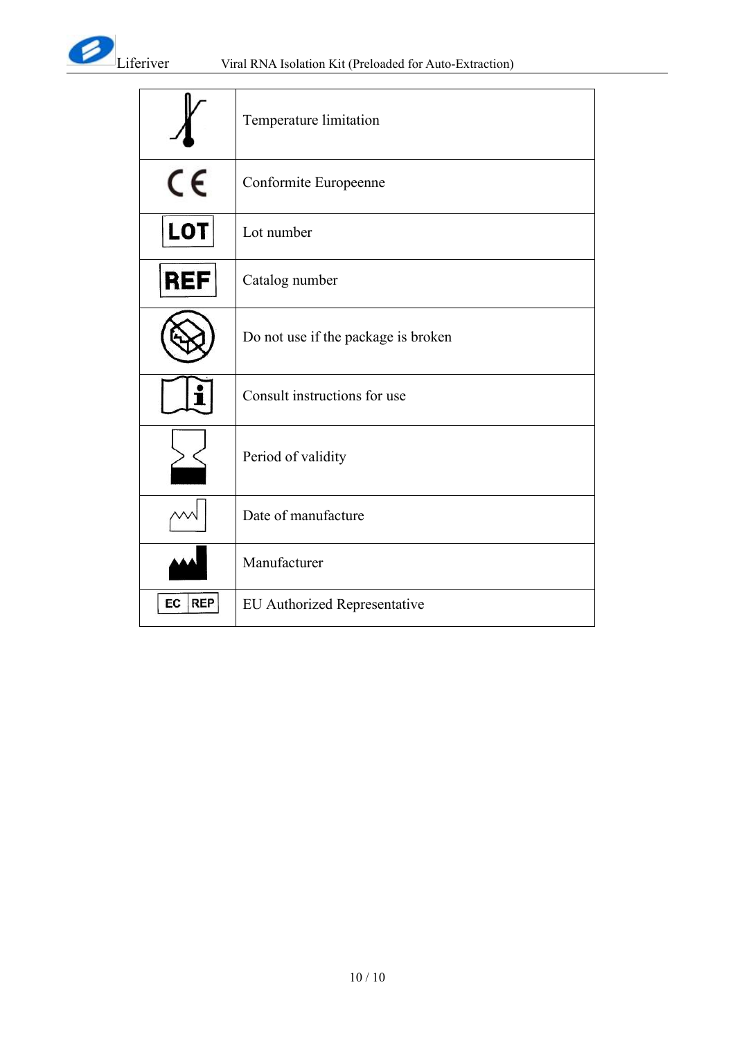| | |
|---|---|
| | Temperature limitation |
| CE | Conformite Europeenne |
| LOT | Lot number |
| REF | Catalog number |
| | Do not use if the package is broken |
| | Consult instructions for use |
| | Period of validity |
| | Date of manufacture |
| | Manufacturer |
| EC REP | EU Authorized Representative |